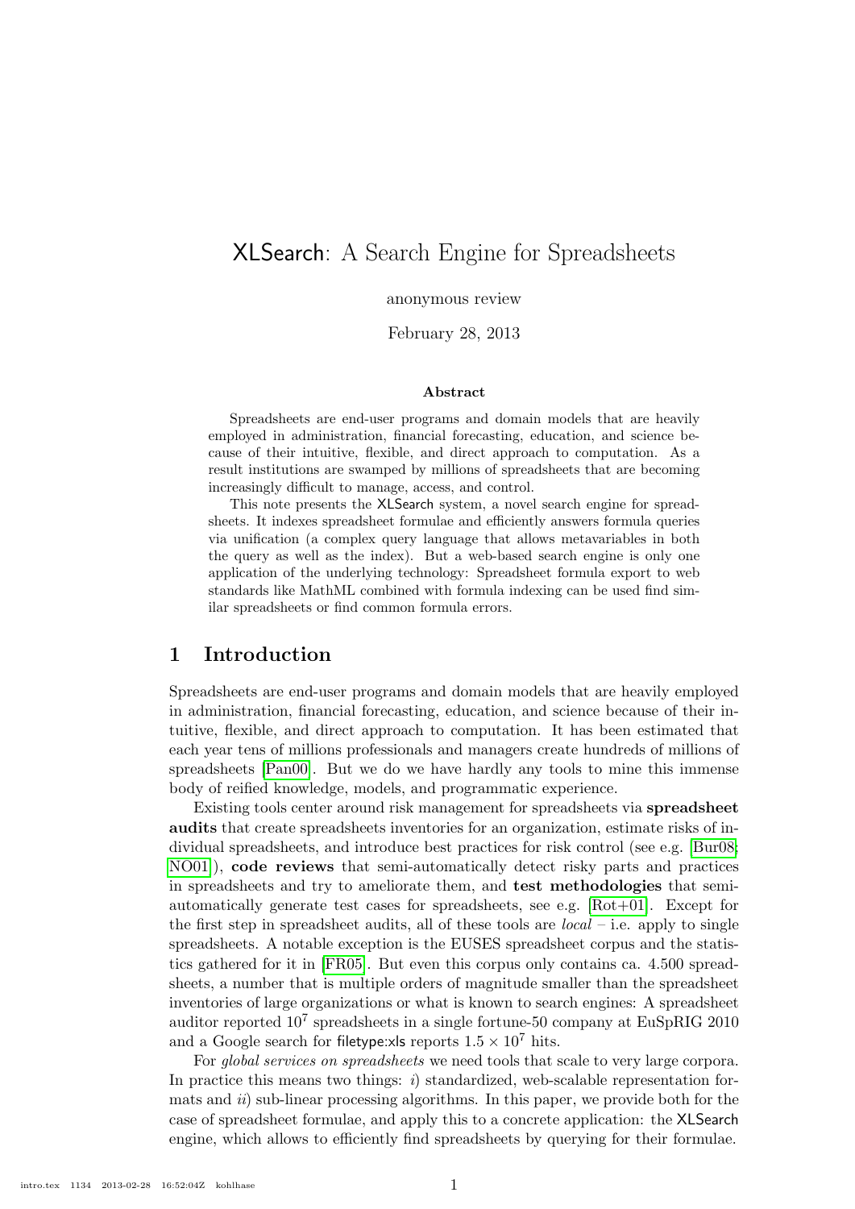# XLSearch: A Search Engine for Spreadsheets

anonymous review

February 28, 2013

### Abstract

Spreadsheets are end-user programs and domain models that are heavily employed in administration, financial forecasting, education, and science because of their intuitive, flexible, and direct approach to computation. As a result institutions are swamped by millions of spreadsheets that are becoming increasingly difficult to manage, access, and control.

This note presents the XLSearch system, a novel search engine for spreadsheets. It indexes spreadsheet formulae and efficiently answers formula queries via unification (a complex query language that allows metavariables in both the query as well as the index). But a web-based search engine is only one application of the underlying technology: Spreadsheet formula export to web standards like MathML combined with formula indexing can be used find similar spreadsheets or find common formula errors.

## 1 Introduction

Spreadsheets are end-user programs and domain models that are heavily employed in administration, financial forecasting, education, and science because of their intuitive, flexible, and direct approach to computation. It has been estimated that each year tens of millions professionals and managers create hundreds of millions of spreadsheets [Pan00]. But we do we have hardly any tools to mine this immense body of reified knowledge, models, and programmatic experience.

Existing tools center around risk management for spreadsheets via **spreadsheet audits** that create spreadsheets inventories for an organization, estimate risks of individual spreadsheets, and introduce best practices for risk control (see e.g. [Bur08; NO01]), **code reviews** that semi-automatically detect risky parts and practices in spreadsheets and try to ameliorate them, and **test methodologies** that semi-automatically generate test cases for spreadsheets, see e.g. [Rot+01]. Except for the first step in spreadsheet audits, all of these tools are *local* – i.e. apply to single spreadsheets. A notable exception is the EUSES spreadsheet corpus and the statistics gathered for it in [FR05]. But even this corpus only contains ca. 4.500 spreadsheets, a number that is multiple orders of magnitude smaller than the spreadsheet inventories of large organizations or what is known to search engines: A spreadsheet auditor reported $10^7$ spreadsheets in a single fortune-50 company at EuSpRIG 2010 and a Google search for filetype:xls reports $1.5 \times 10^7$ hits.

For *global services on spreadsheets* we need tools that scale to very large corpora. In practice this means two things: *i*) standardized, web-scalable representation formats and *ii*) sub-linear processing algorithms. In this paper, we provide both for the case of spreadsheet formulae, and apply this to a concrete application: the XLSearch engine, which allows to efficiently find spreadsheets by querying for their formulae.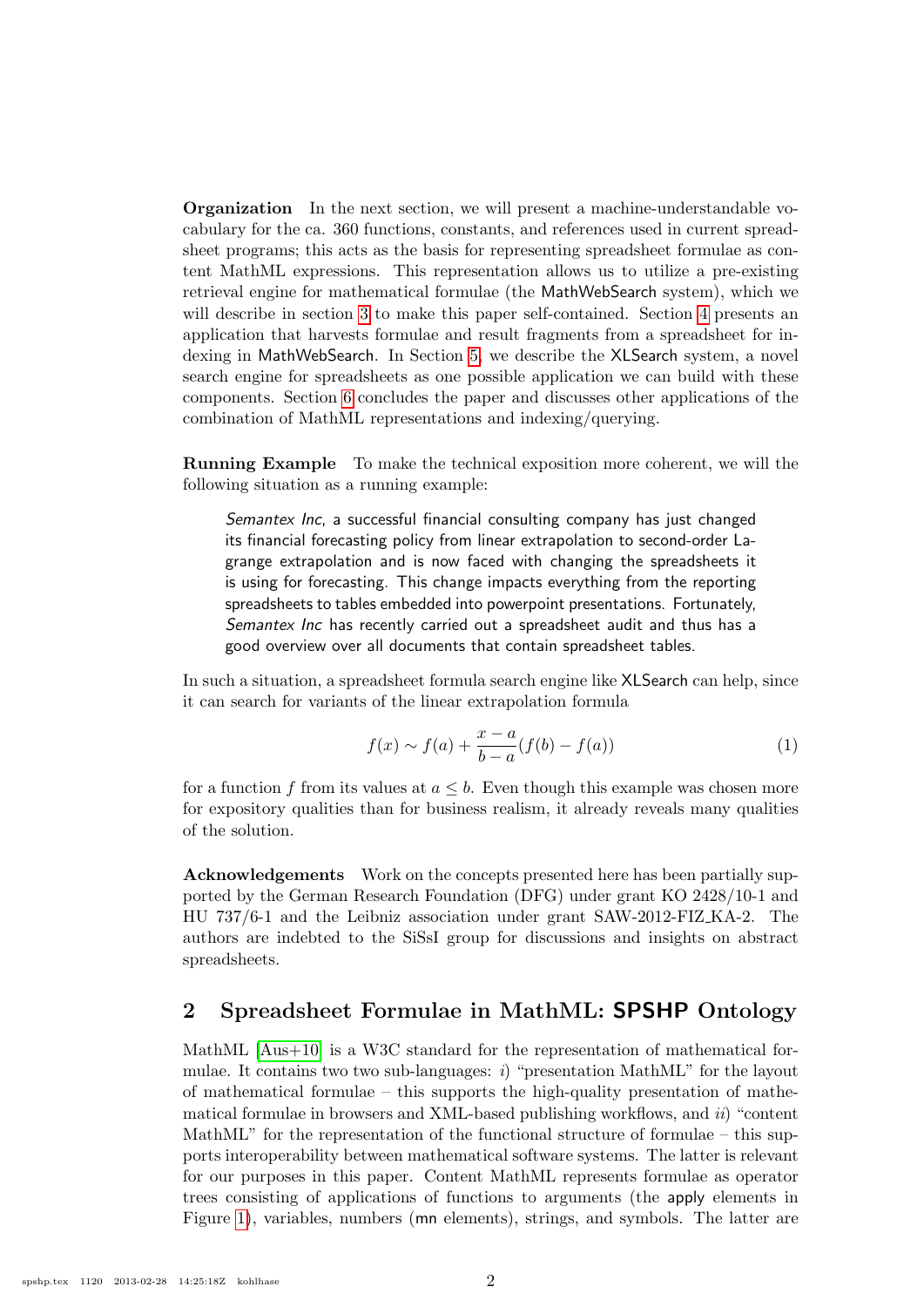**Organization** In the next section, we will present a machine-understandable vocabulary for the ca. 360 functions, constants, and references used in current spreadsheet programs; this acts as the basis for representing spreadsheet formulae as content MathML expressions. This representation allows us to utilize a pre-existing retrieval engine for mathematical formulae (the MathWebSearch system), which we will describe in section 3 to make this paper self-contained. Section 4 presents an application that harvests formulae and result fragments from a spreadsheet for indexing in MathWebSearch. In Section 5, we describe the XLSearch system, a novel search engine for spreadsheets as one possible application we can build with these components. Section 6 concludes the paper and discusses other applications of the combination of MathML representations and indexing/querying.

**Running Example** To make the technical exposition more coherent, we will the following situation as a running example:

> *Semantex Inc*, a successful financial consulting company has just changed its financial forecasting policy from linear extrapolation to second-order Lagrange extrapolation and is now faced with changing the spreadsheets it is using for forecasting. This change impacts everything from the reporting spreadsheets to tables embedded into powerpoint presentations. Fortunately, *Semantex Inc* has recently carried out a spreadsheet audit and thus has a good overview over all documents that contain spreadsheet tables.

In such a situation, a spreadsheet formula search engine like XLSearch can help, since it can search for variants of the linear extrapolation formula

$$f(x) \sim f(a) + \frac{x-a}{b-a}(f(b) - f(a)) \tag{1}$$

for a function $f$ from its values at $a \leq b$. Even though this example was chosen more for expository qualities than for business realism, it already reveals many qualities of the solution.

**Acknowledgements** Work on the concepts presented here has been partially supported by the German Research Foundation (DFG) under grant KO 2428/10-1 and HU 737/6-1 and the Leibniz association under grant SAW-2012-FIZ_KA-2. The authors are indebted to the SiSsI group for discussions and insights on abstract spreadsheets.

## 2 Spreadsheet Formulae in MathML: SPSHP Ontology

MathML [Aus+10] is a W3C standard for the representation of mathematical formulae. It contains two two sub-languages: *i*) "presentation MathML" for the layout of mathematical formulae – this supports the high-quality presentation of mathematical formulae in browsers and XML-based publishing workflows, and *ii*) "content MathML" for the representation of the functional structure of formulae – this supports interoperability between mathematical software systems. The latter is relevant for our purposes in this paper. Content MathML represents formulae as operator trees consisting of applications of functions to arguments (the apply elements in Figure 1), variables, numbers (mn elements), strings, and symbols. The latter are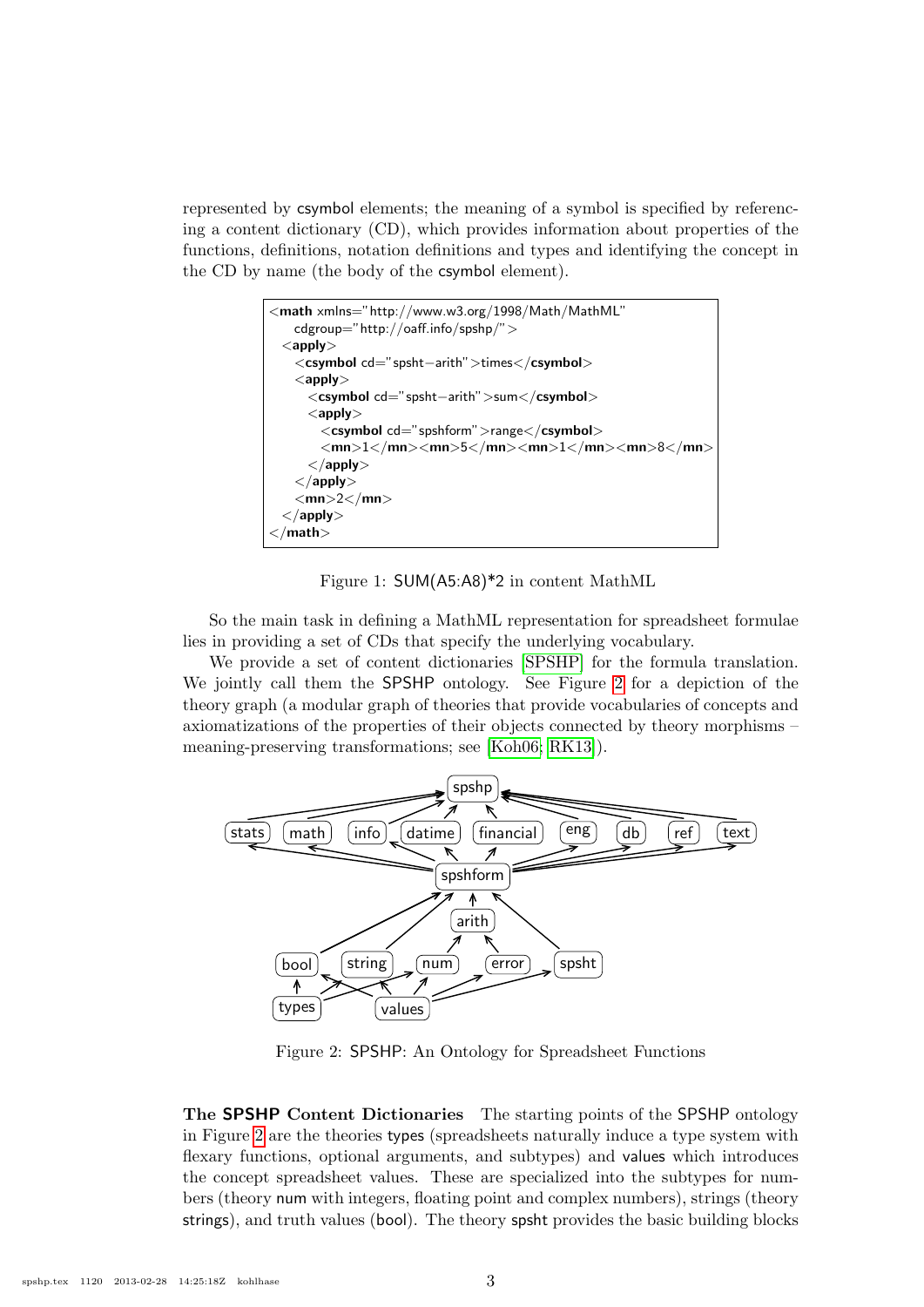represented by csymbol elements; the meaning of a symbol is specified by referencing a content dictionary (CD), which provides information about properties of the functions, definitions, notation definitions and types and identifying the concept in the CD by name (the body of the csymbol element).

```
<math xmlns="http://www.w3.org/1998/Math/MathML"
    cdgroup="http://oaff.info/spshp/">
  <apply>
    <csymbol cd="spsht−arith">times</csymbol>
    <apply>
      <csymbol cd="spsht−arith">sum</csymbol>
      <apply>
        <csymbol cd="spshform">range</csymbol>
        <mn>1</mn><mn>5</mn><mn>1</mn><mn>8</mn>
      </apply>
    </apply>
    <mn>2</mn>
  </apply>
</math>
```

Figure 1: SUM(A5:A8)*2 in content MathML

So the main task in defining a MathML representation for spreadsheet formulae lies in providing a set of CDs that specify the underlying vocabulary.

We provide a set of content dictionaries [SPSHP] for the formula translation. We jointly call them the SPSHP ontology. See Figure 2 for a depiction of the theory graph (a modular graph of theories that provide vocabularies of concepts and axiomatizations of the properties of their objects connected by theory morphisms – meaning-preserving transformations; see [Koh06; RK13]).

Figure 2: SPSHP: An Ontology for Spreadsheet Functions

**The SPSHP Content Dictionaries** The starting points of the SPSHP ontology in Figure 2 are the theories types (spreadsheets naturally induce a type system with flexary functions, optional arguments, and subtypes) and values which introduces the concept spreadsheet values. These are specialized into the subtypes for numbers (theory num with integers, floating point and complex numbers), strings (theory strings), and truth values (bool). The theory spsht provides the basic building blocks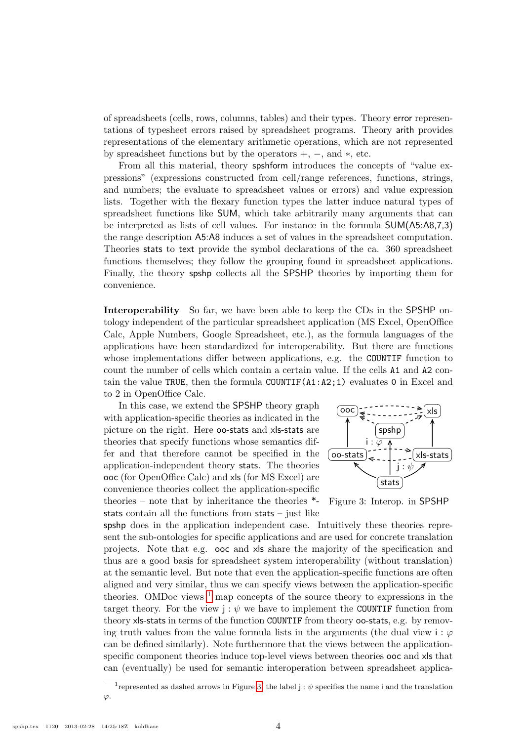of spreadsheets (cells, rows, columns, tables) and their types. Theory error representations of typesheet errors raised by spreadsheet programs. Theory arith provides representations of the elementary arithmetic operations, which are not represented by spreadsheet functions but by the operators $+$, $-$, and $*$, etc.

From all this material, theory spshform introduces the concepts of "value expressions" (expressions constructed from cell/range references, functions, strings, and numbers; the evaluate to spreadsheet values or errors) and value expression lists. Together with the flexary function types the latter induce natural types of spreadsheet functions like SUM, which take arbitrarily many arguments that can be interpreted as lists of cell values. For instance in the formula SUM(A5:A8,7,3) the range description A5:A8 induces a set of values in the spreadsheet computation. Theories stats to text provide the symbol declarations of the ca. 360 spreadsheet functions themselves; they follow the grouping found in spreadsheet applications. Finally, the theory spshp collects all the SPSHP theories by importing them for convenience.

**Interoperability** So far, we have been able to keep the CDs in the SPSHP ontology independent of the particular spreadsheet application (MS Excel, OpenOffice Calc, Apple Numbers, Google Spreadsheet, etc.), as the formula languages of the applications have been standardized for interoperability. But there are functions whose implementations differ between applications, e.g. the `COUNTIF` function to count the number of cells which contain a certain value. If the cells `A1` and `A2` contain the value `TRUE`, then the formula `COUNTIF(A1:A2;1)` evaluates `0` in Excel and to 2 in OpenOffice Calc.

In this case, we extend the SPSHP theory graph with application-specific theories as indicated in the picture on the right. Here oo-stats and xls-stats are theories that specify functions whose semantics differ and that therefore cannot be specified in the application-independent theory stats. The theories ooc (for OpenOffice Calc) and xls (for MS Excel) are convenience theories collect the application-specific theories – note that by inheritance the theories *-stats contain all the functions from stats – just like spshp does in the application independent case. Intuitively these theories represent the sub-ontologies for specific applications and are used for concrete translation projects. Note that e.g. ooc and xls share the majority of the specification and thus are a good basis for spreadsheet system interoperability (without translation) at the semantic level. But note that even the application-specific functions are often aligned and very similar, thus we can specify views between the application-specific theories. OMDoc views [1] map concepts of the source theory to expressions in the target theory. For the view $\mathsf{j} : \psi$ we have to implement the `COUNTIF` function from theory xls-stats in terms of the function `COUNTIF` from theory oo-stats, e.g. by removing truth values from the value formula lists in the arguments (the dual view $\mathsf{i} : \varphi$ can be defined similarly). Note furthermore that the views between the application-specific component theories induce top-level views between theories ooc and xls that can (eventually) be used for semantic interoperation between spreadsheet applica-

Figure 3: Interop. in SPSHP

[1] represented as dashed arrows in Figure 3; the label $\mathsf{j} : \psi$ specifies the name i and the translation $\varphi$.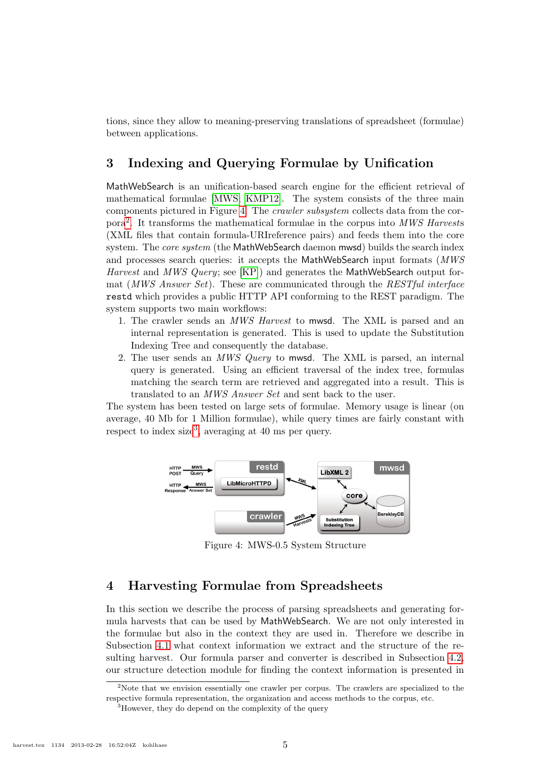tions, since they allow to meaning-preserving translations of spreadsheet (formulae) between applications.

## 3 Indexing and Querying Formulae by Unification

MathWebSearch is an unification-based search engine for the efficient retrieval of mathematical formulae [MWS; KMP12]. The system consists of the three main components pictured in Figure 4. The *crawler subsystem* collects data from the corpora[2]. It transforms the mathematical formulae in the corpus into *MWS Harvests* (XML files that contain formula-URIreference pairs) and feeds them into the core system. The *core system* (the MathWebSearch daemon mwsd) builds the search index and processes search queries: it accepts the MathWebSearch input formats (*MWS Harvest* and *MWS Query*; see [KP]) and generates the MathWebSearch output format (*MWS Answer Set*). These are communicated through the *RESTful interface* `restd` which provides a public HTTP API conforming to the REST paradigm. The system supports two main workflows:

1. The crawler sends an *MWS Harvest* to mwsd. The XML is parsed and an internal representation is generated. This is used to update the Substitution Indexing Tree and consequently the database.
2. The user sends an *MWS Query* to mwsd. The XML is parsed, an internal query is generated. Using an efficient traversal of the index tree, formulas matching the search term are retrieved and aggregated into a result. This is translated to an *MWS Answer Set* and sent back to the user.

The system has been tested on large sets of formulae. Memory usage is linear (on average, 40 Mb for 1 Million formulae), while query times are fairly constant with respect to index size[3], averaging at 40 ms per query.

Figure 4: MWS-0.5 System Structure

## 4 Harvesting Formulae from Spreadsheets

In this section we describe the process of parsing spreadsheets and generating formula harvests that can be used by MathWebSearch. We are not only interested in the formulae but also in the context they are used in. Therefore we describe in Subsection 4.1 what context information we extract and the structure of the resulting harvest. Our formula parser and converter is described in Subsection 4.2, our structure detection module for finding the context information is presented in

[2]Note that we envision essentially one crawler per corpus. The crawlers are specialized to the respective formula representation, the organization and access methods to the corpus, etc.

[3]However, they do depend on the complexity of the query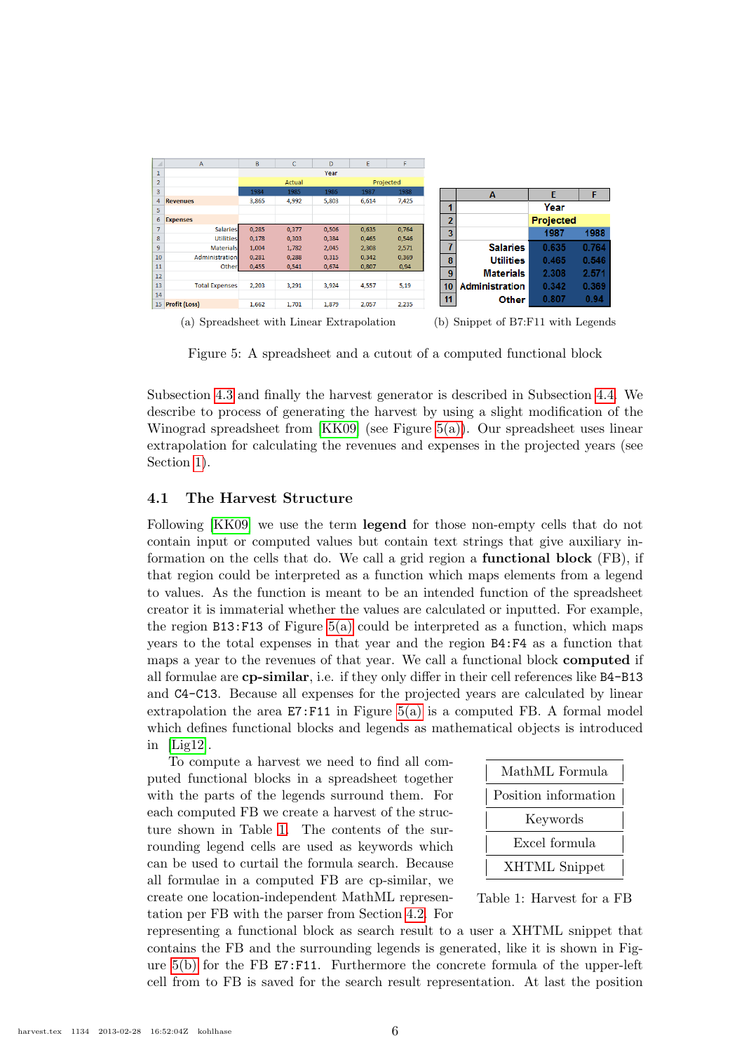|  | A | B | C | D | E | F |
|---|---|---|---|---|---|---|
| 1 |  | Year |  |  |  |  |
| 2 |  | Actual |  |  | Projected |  |
| 3 |  | 1984 | 1985 | 1986 | 1987 | 1988 |
| 4 | Revenues | 3,865 | 4,992 | 5,803 | 6,614 | 7,425 |
| 5 |  |  |  |  |  |  |
| 6 | Expenses |  |  |  |  |  |
| 7 | Salaries | 0,285 | 0,377 | 0,506 | 0,635 | 0,764 |
| 8 | Utilities | 0,178 | 0,303 | 0,384 | 0,465 | 0,546 |
| 9 | Materials | 1,004 | 1,782 | 2,045 | 2,308 | 2,571 |
| 10 | Administration | 0,281 | 0,288 | 0,315 | 0,342 | 0,369 |
| 11 | Other | 0,455 | 0,541 | 0,674 | 0,807 | 0,94 |
| 12 |  |  |  |  |  |  |
| 13 | Total Expenses | 2,203 | 3,291 | 3,924 | 4,557 | 5,19 |
| 14 |  |  |  |  |  |  |
| 15 | Profit (Loss) | 1,662 | 1,701 | 1,879 | 2,057 | 2,235 |

(a) Spreadsheet with Linear Extrapolation

|  | A | E | F |
|---|---|---|---|
| 1 |  | Year |  |
| 2 |  | Projected |  |
| 3 |  | 1987 | 1988 |
| 7 | Salaries | 0.635 | 0.764 |
| 8 | Utilities | 0.465 | 0.546 |
| 9 | Materials | 2.308 | 2.571 |
| 10 | Administration | 0.342 | 0.369 |
| 11 | Other | 0.807 | 0.94 |

(b) Snippet of B7:F11 with Legends

Figure 5: A spreadsheet and a cutout of a computed functional block

Subsection 4.3 and finally the harvest generator is described in Subsection 4.4. We describe to process of generating the harvest by using a slight modification of the Winograd spreadsheet from [KK09] (see Figure 5(a)). Our spreadsheet uses linear extrapolation for calculating the revenues and expenses in the projected years (see Section 1).

### 4.1 The Harvest Structure

Following [KK09] we use the term **legend** for those non-empty cells that do not contain input or computed values but contain text strings that give auxiliary information on the cells that do. We call a grid region a **functional block** (FB), if that region could be interpreted as a function which maps elements from a legend to values. As the function is meant to be an intended function of the spreadsheet creator it is immaterial whether the values are calculated or inputted. For example, the region B13:F13 of Figure 5(a) could be interpreted as a function, which maps years to the total expenses in that year and the region B4:F4 as a function that maps a year to the revenues of that year. We call a functional block **computed** if all formulae are **cp-similar**, i.e. if they only differ in their cell references like B4-B13 and C4-C13. Because all expenses for the projected years are calculated by linear extrapolation the area E7:F11 in Figure 5(a) is a computed FB. A formal model which defines functional blocks and legends as mathematical objects is introduced in [Lig12].

To compute a harvest we need to find all computed functional blocks in a spreadsheet together with the parts of the legends surround them. For each computed FB we create a harvest of the structure shown in Table 1. The contents of the surrounding legend cells are used as keywords which can be used to curtail the formula search. Because all formulae in a computed FB are cp-similar, we create one location-independent MathML representation per FB with the parser from Section 4.2. For representing a functional block as search result to a user a XHTML snippet that contains the FB and the surrounding legends is generated, like it is shown in Figure 5(b) for the FB E7:F11. Furthermore the concrete formula of the upper-left cell from to FB is saved for the search result representation. At last the position

| MathML Formula |
|---|
| Position information |
| Keywords |
| Excel formula |
| XHTML Snippet |

Table 1: Harvest for a FB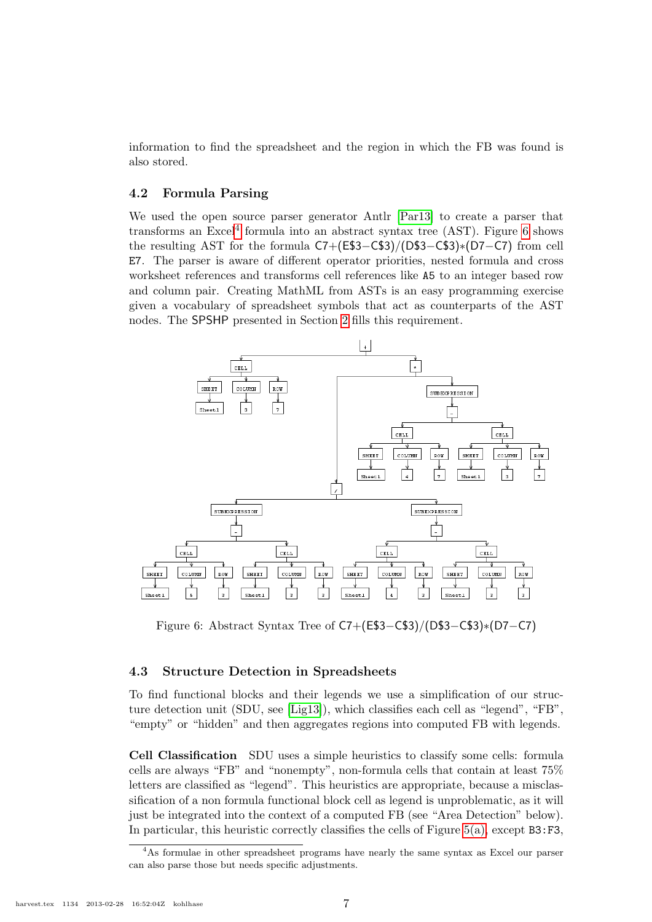information to find the spreadsheet and the region in which the FB was found is also stored.

### 4.2 Formula Parsing

We used the open source parser generator Antlr [Par13] to create a parser that transforms an Excel[4] formula into an abstract syntax tree (AST). Figure 6 shows the resulting AST for the formula C7+(E$3−C$3)/(D$3−C$3)∗(D7−C7) from cell E7. The parser is aware of different operator priorities, nested formula and cross worksheet references and transforms cell references like A5 to an integer based row and column pair. Creating MathML from ASTs is an easy programming exercise given a vocabulary of spreadsheet symbols that act as counterparts of the AST nodes. The SPSHP presented in Section 2 fills this requirement.

Figure 6: Abstract Syntax Tree of C7+(E$3−C$3)/(D$3−C$3)∗(D7−C7)

### 4.3 Structure Detection in Spreadsheets

To find functional blocks and their legends we use a simplification of our structure detection unit (SDU, see [Lig13]), which classifies each cell as "legend", "FB", "empty" or "hidden" and then aggregates regions into computed FB with legends.

**Cell Classification** SDU uses a simple heuristics to classify some cells: formula cells are always "FB" and "nonempty", non-formula cells that contain at least 75% letters are classified as "legend". This heuristics are appropriate, because a misclassification of a non formula functional block cell as legend is unproblematic, as it will just be integrated into the context of a computed FB (see "Area Detection" below). In particular, this heuristic correctly classifies the cells of Figure 5(a), except B3:F3,

[4] As formulae in other spreadsheet programs have nearly the same syntax as Excel our parser can also parse those but needs specific adjustments.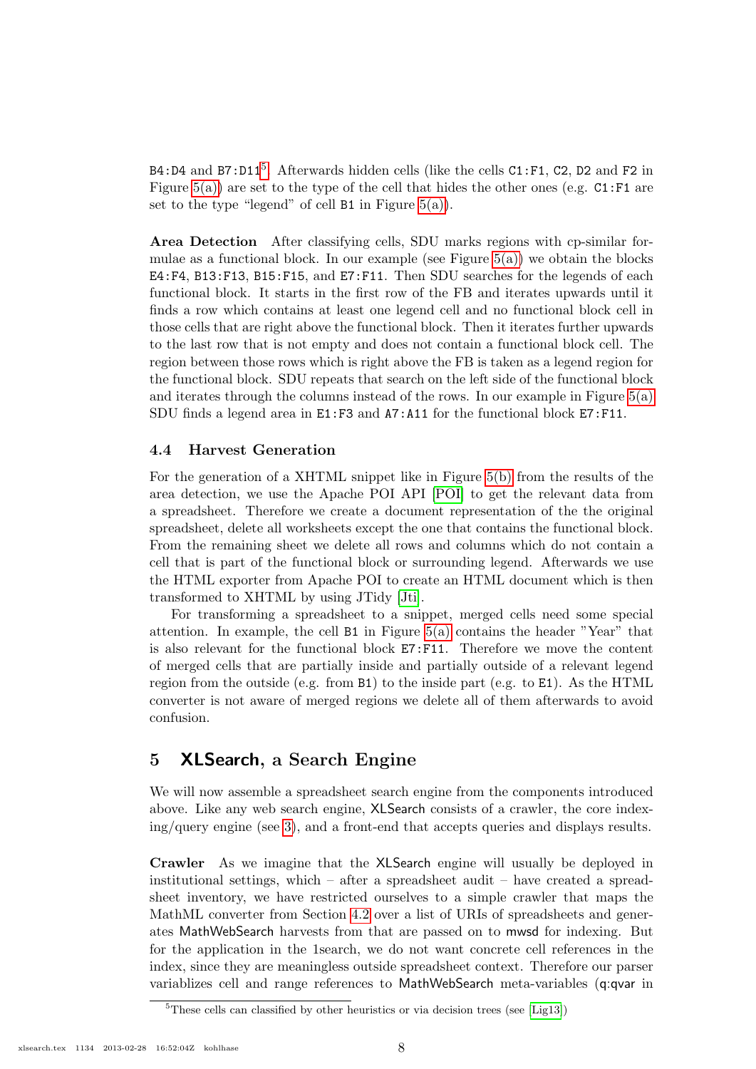B4:D4 and B7:D11[5]. Afterwards hidden cells (like the cells C1:F1, C2, D2 and F2 in Figure 5(a)) are set to the type of the cell that hides the other ones (e.g. C1:F1 are set to the type "legend" of cell B1 in Figure 5(a)).

**Area Detection** After classifying cells, SDU marks regions with cp-similar formulae as a functional block. In our example (see Figure 5(a)) we obtain the blocks E4:F4, B13:F13, B15:F15, and E7:F11. Then SDU searches for the legends of each functional block. It starts in the first row of the FB and iterates upwards until it finds a row which contains at least one legend cell and no functional block cell in those cells that are right above the functional block. Then it iterates further upwards to the last row that is not empty and does not contain a functional block cell. The region between those rows which is right above the FB is taken as a legend region for the functional block. SDU repeats that search on the left side of the functional block and iterates through the columns instead of the rows. In our example in Figure 5(a) SDU finds a legend area in E1:F3 and A7:A11 for the functional block E7:F11.

### 4.4 Harvest Generation

For the generation of a XHTML snippet like in Figure 5(b) from the results of the area detection, we use the Apache POI API [POI] to get the relevant data from a spreadsheet. Therefore we create a document representation of the the original spreadsheet, delete all worksheets except the one that contains the functional block. From the remaining sheet we delete all rows and columns which do not contain a cell that is part of the functional block or surrounding legend. Afterwards we use the HTML exporter from Apache POI to create an HTML document which is then transformed to XHTML by using JTidy [Jti].

For transforming a spreadsheet to a snippet, merged cells need some special attention. In example, the cell B1 in Figure 5(a) contains the header "Year" that is also relevant for the functional block E7:F11. Therefore we move the content of merged cells that are partially inside and partially outside of a relevant legend region from the outside (e.g. from B1) to the inside part (e.g. to E1). As the HTML converter is not aware of merged regions we delete all of them afterwards to avoid confusion.

## 5 XLSearch, a Search Engine

We will now assemble a spreadsheet search engine from the components introduced above. Like any web search engine, XLSearch consists of a crawler, the core indexing/query engine (see 3), and a front-end that accepts queries and displays results.

**Crawler** As we imagine that the XLSearch engine will usually be deployed in institutional settings, which – after a spreadsheet audit – have created a spreadsheet inventory, we have restricted ourselves to a simple crawler that maps the MathML converter from Section 4.2 over a list of URIs of spreadsheets and generates MathWebSearch harvests from that are passed on to mwsd for indexing. But for the application in the 1search, we do not want concrete cell references in the index, since they are meaningless outside spreadsheet context. Therefore our parser variablizes cell and range references to MathWebSearch meta-variables (q:qvar in

[5] These cells can classified by other heuristics or via decision trees (see [Lig13])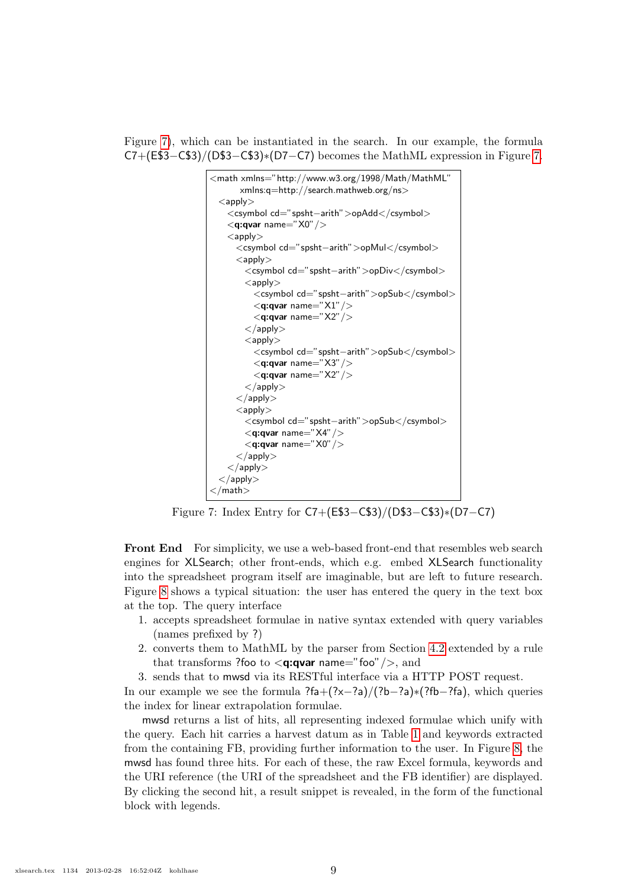Figure 7), which can be instantiated in the search. In our example, the formula C7+(E$3−C$3)/(D$3−C$3)∗(D7−C7) becomes the MathML expression in Figure 7.

```
<math xmlns="http://www.w3.org/1998/Math/MathML"
      xmlns:q=http://search.mathweb.org/ns>
  <apply>
    <csymbol cd="spsht−arith">opAdd</csymbol>
    <q:qvar name="X0"/>
    <apply>
      <csymbol cd="spsht−arith">opMul</csymbol>
      <apply>
        <csymbol cd="spsht−arith">opDiv</csymbol>
        <apply>
          <csymbol cd="spsht−arith">opSub</csymbol>
          <q:qvar name="X1"/>
          <q:qvar name="X2"/>
        </apply>
        <apply>
          <csymbol cd="spsht−arith">opSub</csymbol>
          <q:qvar name="X3"/>
          <q:qvar name="X2"/>
        </apply>
      </apply>
      <apply>
        <csymbol cd="spsht−arith">opSub</csymbol>
        <q:qvar name="X4"/>
        <q:qvar name="X0"/>
      </apply>
    </apply>
  </apply>
</math>
```

Figure 7: Index Entry for C7+(E$3−C$3)/(D$3−C$3)∗(D7−C7)

**Front End** For simplicity, we use a web-based front-end that resembles web search engines for XLSearch; other front-ends, which e.g. embed XLSearch functionality into the spreadsheet program itself are imaginable, but are left to future research. Figure 8 shows a typical situation: the user has entered the query in the text box at the top. The query interface

1. accepts spreadsheet formulae in native syntax extended with query variables (names prefixed by ?)
2. converts them to MathML by the parser from Section 4.2 extended by a rule that transforms ?foo to <**q:qvar** name="foo"/>, and
3. sends that to mwsd via its RESTful interface via a HTTP POST request.

In our example we see the formula ?fa+(?x−?a)/(?b−?a)∗(?fb−?fa), which queries the index for linear extrapolation formulae.

mwsd returns a list of hits, all representing indexed formulae which unify with the query. Each hit carries a harvest datum as in Table 1 and keywords extracted from the containing FB, providing further information to the user. In Figure 8, the mwsd has found three hits. For each of these, the raw Excel formula, keywords and the URI reference (the URI of the spreadsheet and the FB identifier) are displayed. By clicking the second hit, a result snippet is revealed, in the form of the functional block with legends.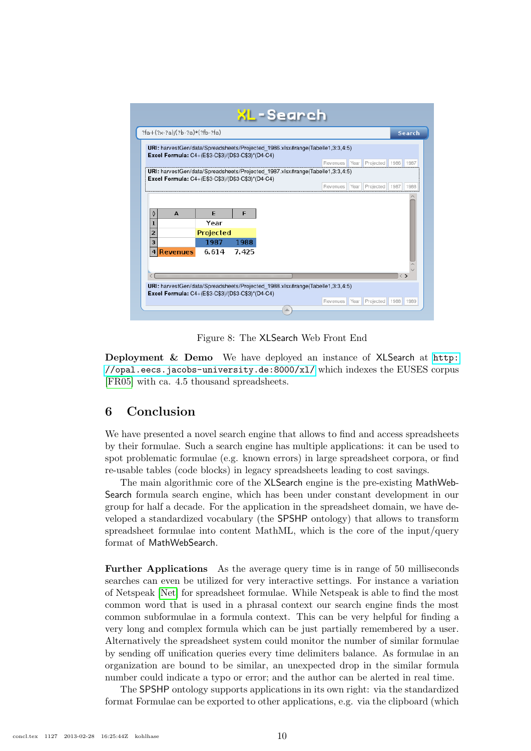Figure 8: The XLSearch Web Front End

**Deployment & Demo** We have deployed an instance of XLSearch at http://opal.eecs.jacobs-university.de:8000/xl/ which indexes the EUSES corpus [FR05] with ca. 4.5 thousand spreadsheets.

# 6 Conclusion

We have presented a novel search engine that allows to find and access spreadsheets by their formulae. Such a search engine has multiple applications: it can be used to spot problematic formulae (e.g. known errors) in large spreadsheet corpora, or find re-usable tables (code blocks) in legacy spreadsheets leading to cost savings.

The main algorithmic core of the XLSearch engine is the pre-existing MathWebSearch formula search engine, which has been under constant development in our group for half a decade. For the application in the spreadsheet domain, we have developed a standardized vocabulary (the SPSHP ontology) that allows to transform spreadsheet formulae into content MathML, which is the core of the input/query format of MathWebSearch.

**Further Applications** As the average query time is in range of 50 milliseconds searches can even be utilized for very interactive settings. For instance a variation of Netspeak [Net] for spreadsheet formulae. While Netspeak is able to find the most common word that is used in a phrasal context our search engine finds the most common subformulae in a formula context. This can be very helpful for finding a very long and complex formula which can be just partially remembered by a user. Alternatively the spreadsheet system could monitor the number of similar formulae by sending off unification queries every time delimiters balance. As formulae in an organization are bound to be similar, an unexpected drop in the similar formula number could indicate a typo or error; and the author can be alerted in real time.

The SPSHP ontology supports applications in its own right: via the standardized format Formulae can be exported to other applications, e.g. via the clipboard (which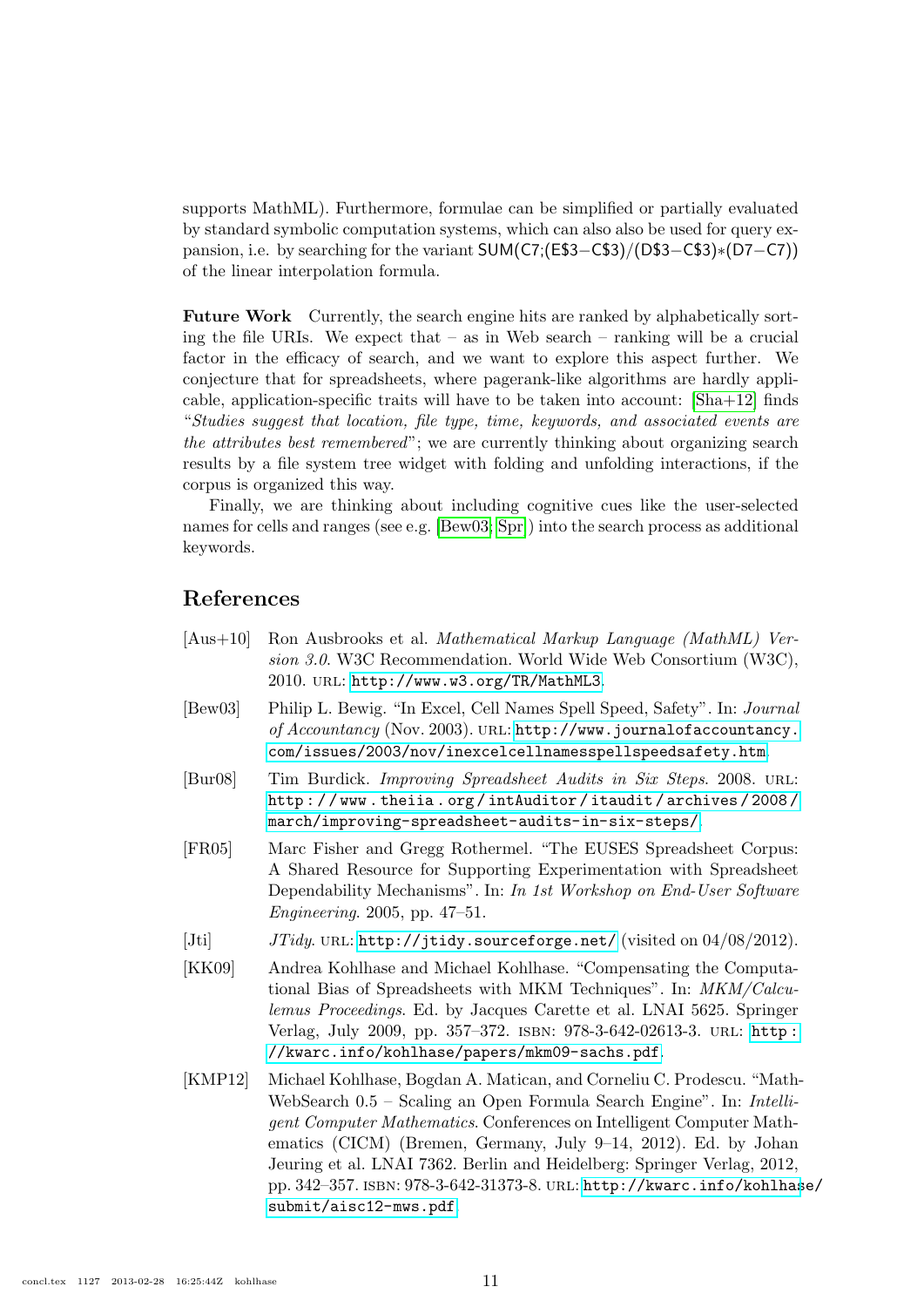supports MathML). Furthermore, formulae can be simplified or partially evaluated by standard symbolic computation systems, which can also also be used for query expansion, i.e. by searching for the variant SUM(C7;(E$3−C$3)/(D$3−C$3)∗(D7−C7)) of the linear interpolation formula.

**Future Work** Currently, the search engine hits are ranked by alphabetically sorting the file URIs. We expect that – as in Web search – ranking will be a crucial factor in the efficacy of search, and we want to explore this aspect further. We conjecture that for spreadsheets, where pagerank-like algorithms are hardly applicable, application-specific traits will have to be taken into account: [Sha+12] finds "*Studies suggest that location, file type, time, keywords, and associated events are the attributes best remembered*"; we are currently thinking about organizing search results by a file system tree widget with folding and unfolding interactions, if the corpus is organized this way.

Finally, we are thinking about including cognitive cues like the user-selected names for cells and ranges (see e.g. [Bew03; Spr]) into the search process as additional keywords.

## References

- [Aus+10] Ron Ausbrooks et al. *Mathematical Markup Language (MathML) Version 3.0*. W3C Recommendation. World Wide Web Consortium (W3C), 2010. URL: http://www.w3.org/TR/MathML3.
- [Bew03] Philip L. Bewig. "In Excel, Cell Names Spell Speed, Safety". In: *Journal of Accountancy* (Nov. 2003). URL: http://www.journalofaccountancy.com/issues/2003/nov/inexcelcellnamesspellspeedsafety.htm.
- [Bur08] Tim Burdick. *Improving Spreadsheet Audits in Six Steps*. 2008. URL: http://www.theiia.org/intAuditor/itaudit/archives/2008/march/improving-spreadsheet-audits-in-six-steps/.
- [FR05] Marc Fisher and Gregg Rothermel. "The EUSES Spreadsheet Corpus: A Shared Resource for Supporting Experimentation with Spreadsheet Dependability Mechanisms". In: *In 1st Workshop on End-User Software Engineering*. 2005, pp. 47–51.
- [Jti] *JTidy*. URL: http://jtidy.sourceforge.net/ (visited on 04/08/2012).
- [KK09] Andrea Kohlhase and Michael Kohlhase. "Compensating the Computational Bias of Spreadsheets with MKM Techniques". In: *MKM/Calculemus Proceedings*. Ed. by Jacques Carette et al. LNAI 5625. Springer Verlag, July 2009, pp. 357–372. ISBN: 978-3-642-02613-3. URL: http://kwarc.info/kohlhase/papers/mkm09-sachs.pdf.
- [KMP12] Michael Kohlhase, Bogdan A. Matican, and Corneliu C. Prodescu. "MathWebSearch 0.5 – Scaling an Open Formula Search Engine". In: *Intelligent Computer Mathematics*. Conferences on Intelligent Computer Mathematics (CICM) (Bremen, Germany, July 9–14, 2012). Ed. by Johan Jeuring et al. LNAI 7362. Berlin and Heidelberg: Springer Verlag, 2012, pp. 342–357. ISBN: 978-3-642-31373-8. URL: http://kwarc.info/kohlhase/submit/aisc12-mws.pdf.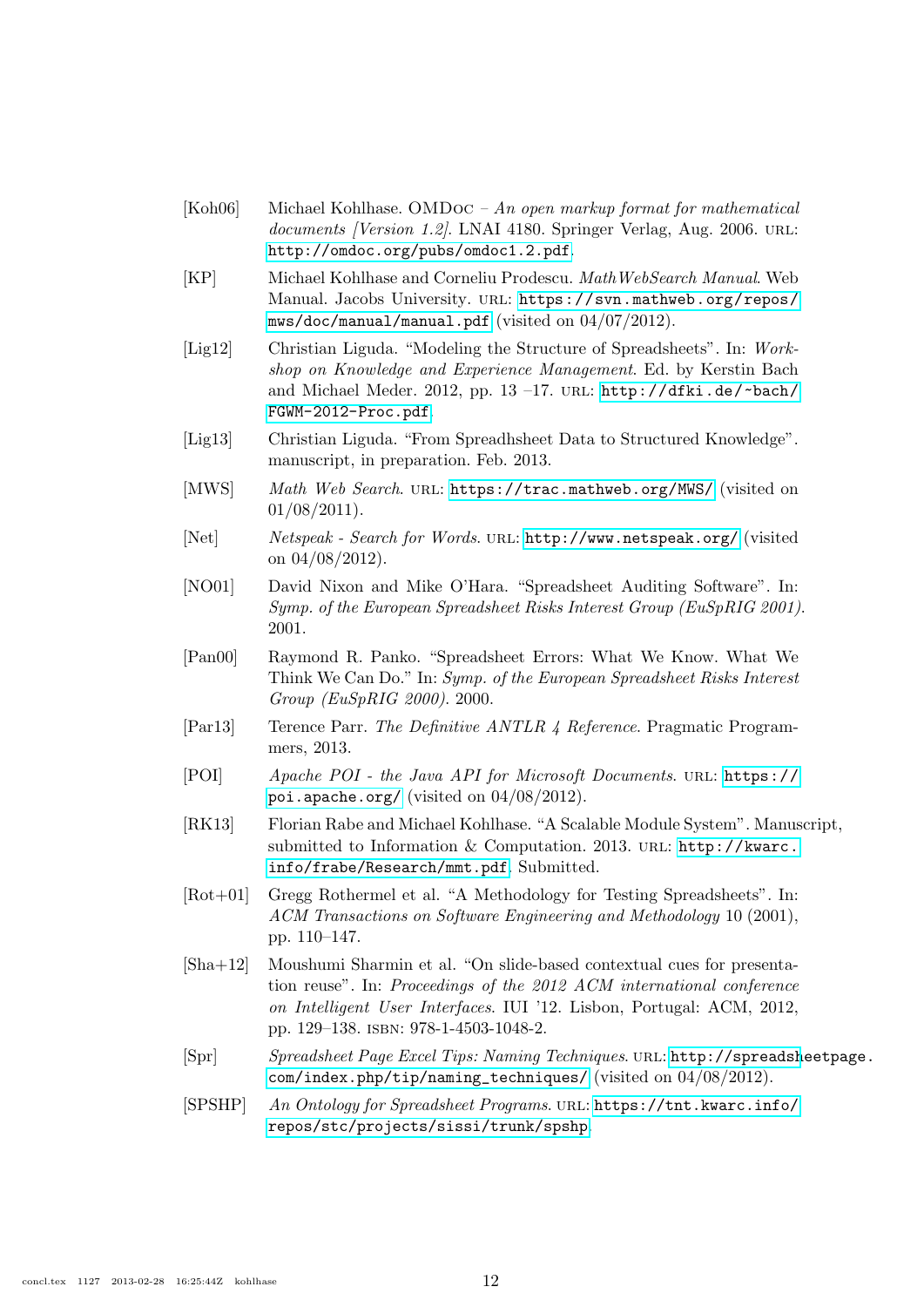[Koh06] Michael Kohlhase. OMDoc – *An open markup format for mathematical documents [Version 1.2]*. LNAI 4180. Springer Verlag, Aug. 2006. URL: http://omdoc.org/pubs/omdoc1.2.pdf.

[KP] Michael Kohlhase and Corneliu Prodescu. *MathWebSearch Manual*. Web Manual. Jacobs University. URL: https://svn.mathweb.org/repos/mws/doc/manual/manual.pdf (visited on 04/07/2012).

[Lig12] Christian Liguda. "Modeling the Structure of Spreadsheets". In: *Workshop on Knowledge and Experience Management*. Ed. by Kerstin Bach and Michael Meder. 2012, pp. 13 –17. URL: http://dfki.de/~bach/FGWM-2012-Proc.pdf.

[Lig13] Christian Liguda. "From Spreadhsheet Data to Structured Knowledge". manuscript, in preparation. Feb. 2013.

[MWS] *Math Web Search*. URL: https://trac.mathweb.org/MWS/ (visited on 01/08/2011).

[Net] *Netspeak - Search for Words*. URL: http://www.netspeak.org/ (visited on 04/08/2012).

[NO01] David Nixon and Mike O'Hara. "Spreadsheet Auditing Software". In: *Symp. of the European Spreadsheet Risks Interest Group (EuSpRIG 2001)*. 2001.

[Pan00] Raymond R. Panko. "Spreadsheet Errors: What We Know. What We Think We Can Do." In: *Symp. of the European Spreadsheet Risks Interest Group (EuSpRIG 2000)*. 2000.

[Par13] Terence Parr. *The Definitive ANTLR 4 Reference*. Pragmatic Programmers, 2013.

[POI] *Apache POI - the Java API for Microsoft Documents*. URL: https://poi.apache.org/ (visited on 04/08/2012).

[RK13] Florian Rabe and Michael Kohlhase. "A Scalable Module System". Manuscript, submitted to Information & Computation. 2013. URL: http://kwarc.info/frabe/Research/mmt.pdf. Submitted.

[Rot+01] Gregg Rothermel et al. "A Methodology for Testing Spreadsheets". In: *ACM Transactions on Software Engineering and Methodology* 10 (2001), pp. 110–147.

[Sha+12] Moushumi Sharmin et al. "On slide-based contextual cues for presentation reuse". In: *Proceedings of the 2012 ACM international conference on Intelligent User Interfaces*. IUI '12. Lisbon, Portugal: ACM, 2012, pp. 129–138. ISBN: 978-1-4503-1048-2.

[Spr] *Spreadsheet Page Excel Tips: Naming Techniques*. URL: http://spreadsheetpage.com/index.php/tip/naming_techniques/ (visited on 04/08/2012).

[SPSHP] *An Ontology for Spreadsheet Programs*. URL: https://tnt.kwarc.info/repos/stc/projects/sissi/trunk/spshp.